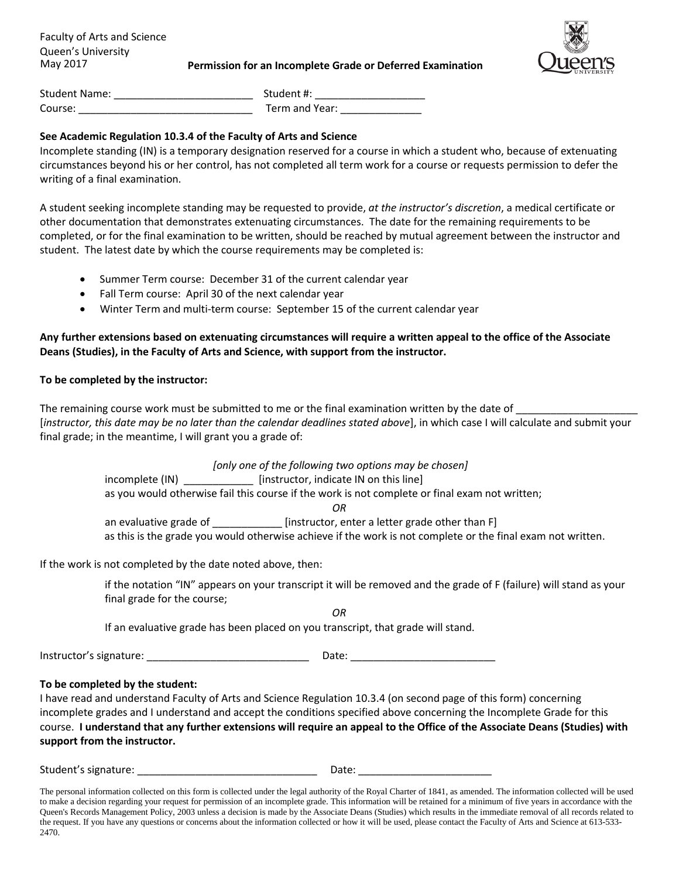Faculty of Arts and Science
Queen's University
May 2017

**Permission for an Incomplete Grade or Deferred Examination**

Student Name: ________________________ Student #: ___________________
Course: ______________________________ Term and Year: ______________

**See Academic Regulation 10.3.4 of the Faculty of Arts and Science**

Incomplete standing (IN) is a temporary designation reserved for a course in which a student who, because of extenuating circumstances beyond his or her control, has not completed all term work for a course or requests permission to defer the writing of a final examination.

A student seeking incomplete standing may be requested to provide, *at the instructor's discretion*, a medical certificate or other documentation that demonstrates extenuating circumstances. The date for the remaining requirements to be completed, or for the final examination to be written, should be reached by mutual agreement between the instructor and student. The latest date by which the course requirements may be completed is:

- Summer Term course: December 31 of the current calendar year
- Fall Term course: April 30 of the next calendar year
- Winter Term and multi-term course: September 15 of the current calendar year

**Any further extensions based on extenuating circumstances will require a written appeal to the office of the Associate Deans (Studies), in the Faculty of Arts and Science, with support from the instructor.**

**To be completed by the instructor:**

The remaining course work must be submitted to me or the final examination written by the date of _____________________ [*instructor, this date may be no later than the calendar deadlines stated above*], in which case I will calculate and submit your final grade; in the meantime, I will grant you a grade of:

*[only one of the following two options may be chosen]*

incomplete (IN) ____________ [instructor, indicate IN on this line]
as you would otherwise fail this course if the work is not complete or final exam not written;

*OR*

an evaluative grade of ____________ [instructor, enter a letter grade other than F]
as this is the grade you would otherwise achieve if the work is not complete or the final exam not written.

If the work is not completed by the date noted above, then:

if the notation "IN" appears on your transcript it will be removed and the grade of F (failure) will stand as your final grade for the course;

*OR*

If an evaluative grade has been placed on you transcript, that grade will stand.

Instructor's signature: ____________________________ Date: _________________________

**To be completed by the student:**

I have read and understand Faculty of Arts and Science Regulation 10.3.4 (on second page of this form) concerning incomplete grades and I understand and accept the conditions specified above concerning the Incomplete Grade for this course. **I understand that any further extensions will require an appeal to the Office of the Associate Deans (Studies) with support from the instructor.**

Student's signature: _______________________________ Date: _______________________

The personal information collected on this form is collected under the legal authority of the Royal Charter of 1841, as amended. The information collected will be used to make a decision regarding your request for permission of an incomplete grade. This information will be retained for a minimum of five years in accordance with the Queen's Records Management Policy, 2003 unless a decision is made by the Associate Deans (Studies) which results in the immediate removal of all records related to the request. If you have any questions or concerns about the information collected or how it will be used, please contact the Faculty of Arts and Science at 613-533-2470.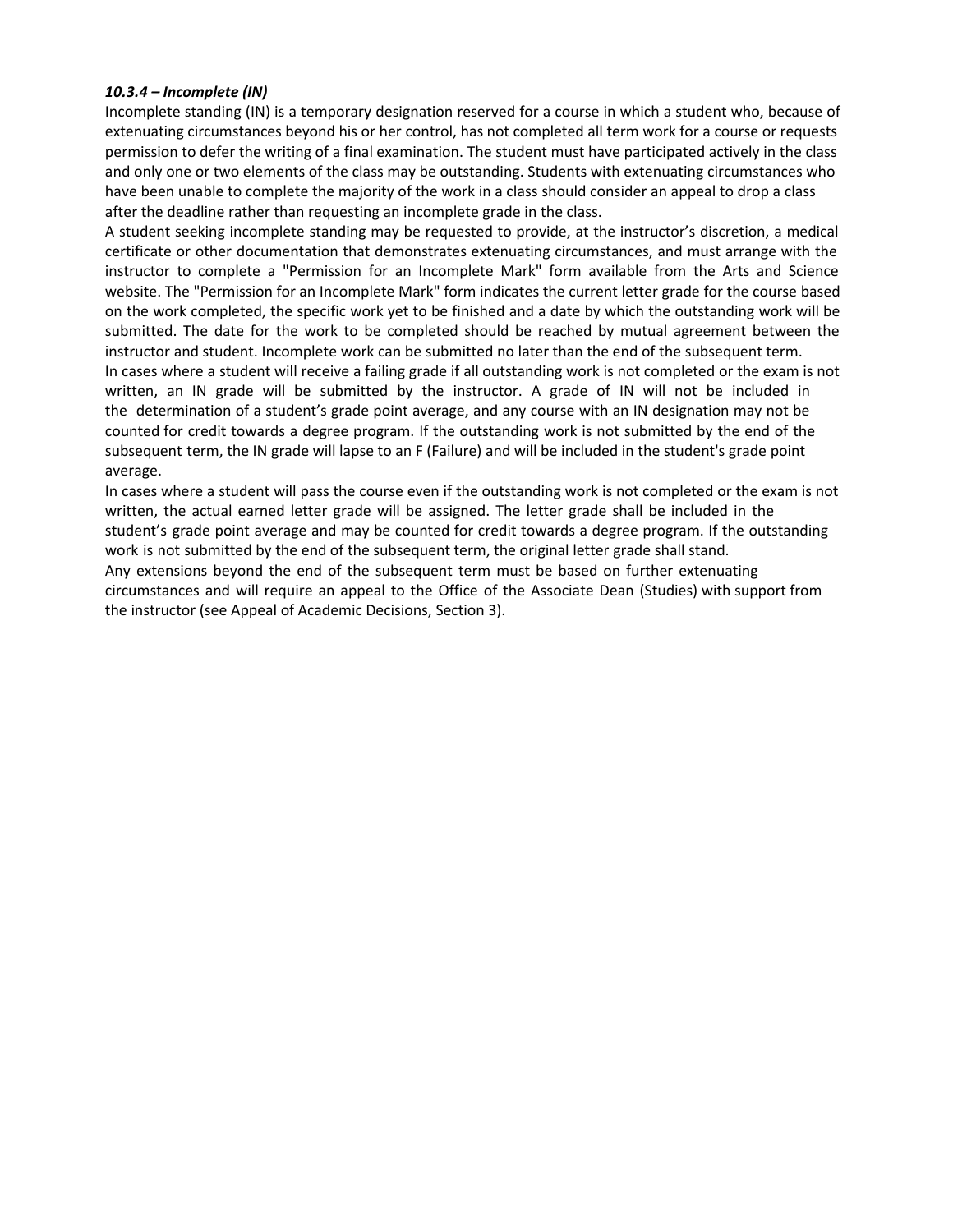### *10.3.4 – Incomplete (IN)*

Incomplete standing (IN) is a temporary designation reserved for a course in which a student who, because of extenuating circumstances beyond his or her control, has not completed all term work for a course or requests permission to defer the writing of a final examination. The student must have participated actively in the class and only one or two elements of the class may be outstanding. Students with extenuating circumstances who have been unable to complete the majority of the work in a class should consider an appeal to drop a class after the deadline rather than requesting an incomplete grade in the class.

A student seeking incomplete standing may be requested to provide, at the instructor's discretion, a medical certificate or other documentation that demonstrates extenuating circumstances, and must arrange with the instructor to complete a "Permission for an Incomplete Mark" form available from the Arts and Science website. The "Permission for an Incomplete Mark" form indicates the current letter grade for the course based on the work completed, the specific work yet to be finished and a date by which the outstanding work will be submitted. The date for the work to be completed should be reached by mutual agreement between the instructor and student. Incomplete work can be submitted no later than the end of the subsequent term.

In cases where a student will receive a failing grade if all outstanding work is not completed or the exam is not written, an IN grade will be submitted by the instructor. A grade of IN will not be included in the determination of a student's grade point average, and any course with an IN designation may not be counted for credit towards a degree program. If the outstanding work is not submitted by the end of the subsequent term, the IN grade will lapse to an F (Failure) and will be included in the student's grade point average.

In cases where a student will pass the course even if the outstanding work is not completed or the exam is not written, the actual earned letter grade will be assigned. The letter grade shall be included in the student's grade point average and may be counted for credit towards a degree program. If the outstanding work is not submitted by the end of the subsequent term, the original letter grade shall stand.

Any extensions beyond the end of the subsequent term must be based on further extenuating circumstances and will require an appeal to the Office of the Associate Dean (Studies) with support from the instructor (see Appeal of Academic Decisions, Section 3).